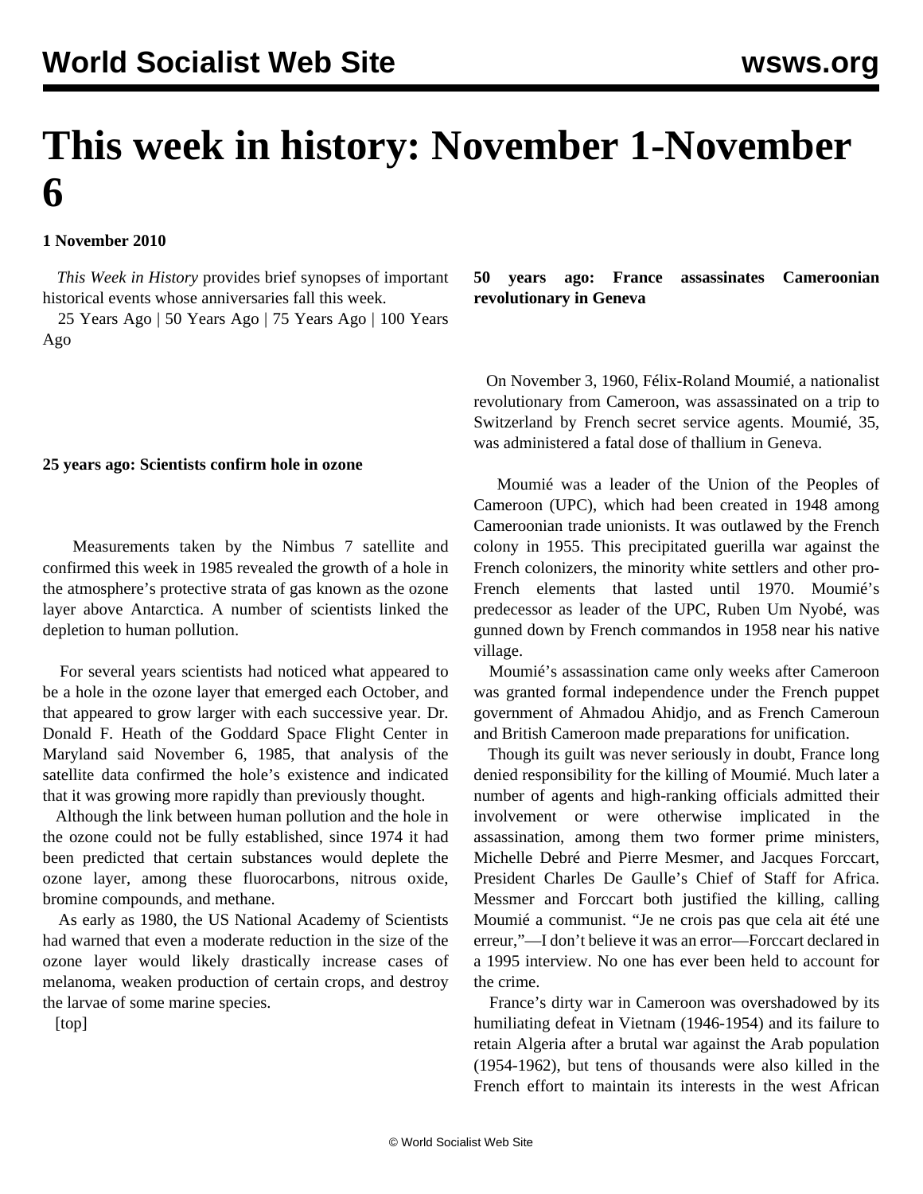# This week in history: November 1-November 6

**1 November 2010**

*This Week in History* provides brief synopses of important historical events whose anniversaries fall this week.

25 Years Ago | 50 Years Ago | 75 Years Ago | 100 Years Ago

**25 years ago: Scientists confirm hole in ozone**

Measurements taken by the Nimbus 7 satellite and confirmed this week in 1985 revealed the growth of a hole in the atmosphere's protective strata of gas known as the ozone layer above Antarctica. A number of scientists linked the depletion to human pollution.

For several years scientists had noticed what appeared to be a hole in the ozone layer that emerged each October, and that appeared to grow larger with each successive year. Dr. Donald F. Heath of the Goddard Space Flight Center in Maryland said November 6, 1985, that analysis of the satellite data confirmed the hole's existence and indicated that it was growing more rapidly than previously thought.

Although the link between human pollution and the hole in the ozone could not be fully established, since 1974 it had been predicted that certain substances would deplete the ozone layer, among these fluorocarbons, nitrous oxide, bromine compounds, and methane.

As early as 1980, the US National Academy of Scientists had warned that even a moderate reduction in the size of the ozone layer would likely drastically increase cases of melanoma, weaken production of certain crops, and destroy the larvae of some marine species.

[top]

**50 years ago: France assassinates Cameroonian revolutionary in Geneva**

On November 3, 1960, Félix-Roland Moumié, a nationalist revolutionary from Cameroon, was assassinated on a trip to Switzerland by French secret service agents. Moumié, 35, was administered a fatal dose of thallium in Geneva.

Moumié was a leader of the Union of the Peoples of Cameroon (UPC), which had been created in 1948 among Cameroonian trade unionists. It was outlawed by the French colony in 1955. This precipitated guerilla war against the French colonizers, the minority white settlers and other pro-French elements that lasted until 1970. Moumié's predecessor as leader of the UPC, Ruben Um Nyobé, was gunned down by French commandos in 1958 near his native village.

Moumié's assassination came only weeks after Cameroon was granted formal independence under the French puppet government of Ahmadou Ahidjo, and as French Cameroun and British Cameroon made preparations for unification.

Though its guilt was never seriously in doubt, France long denied responsibility for the killing of Moumié. Much later a number of agents and high-ranking officials admitted their involvement or were otherwise implicated in the assassination, among them two former prime ministers, Michelle Debré and Pierre Mesmer, and Jacques Forccart, President Charles De Gaulle's Chief of Staff for Africa. Messmer and Forccart both justified the killing, calling Moumié a communist. "Je ne crois pas que cela ait été une erreur,"—I don't believe it was an error—Forccart declared in a 1995 interview. No one has ever been held to account for the crime.

France's dirty war in Cameroon was overshadowed by its humiliating defeat in Vietnam (1946-1954) and its failure to retain Algeria after a brutal war against the Arab population (1954-1962), but tens of thousands were also killed in the French effort to maintain its interests in the west African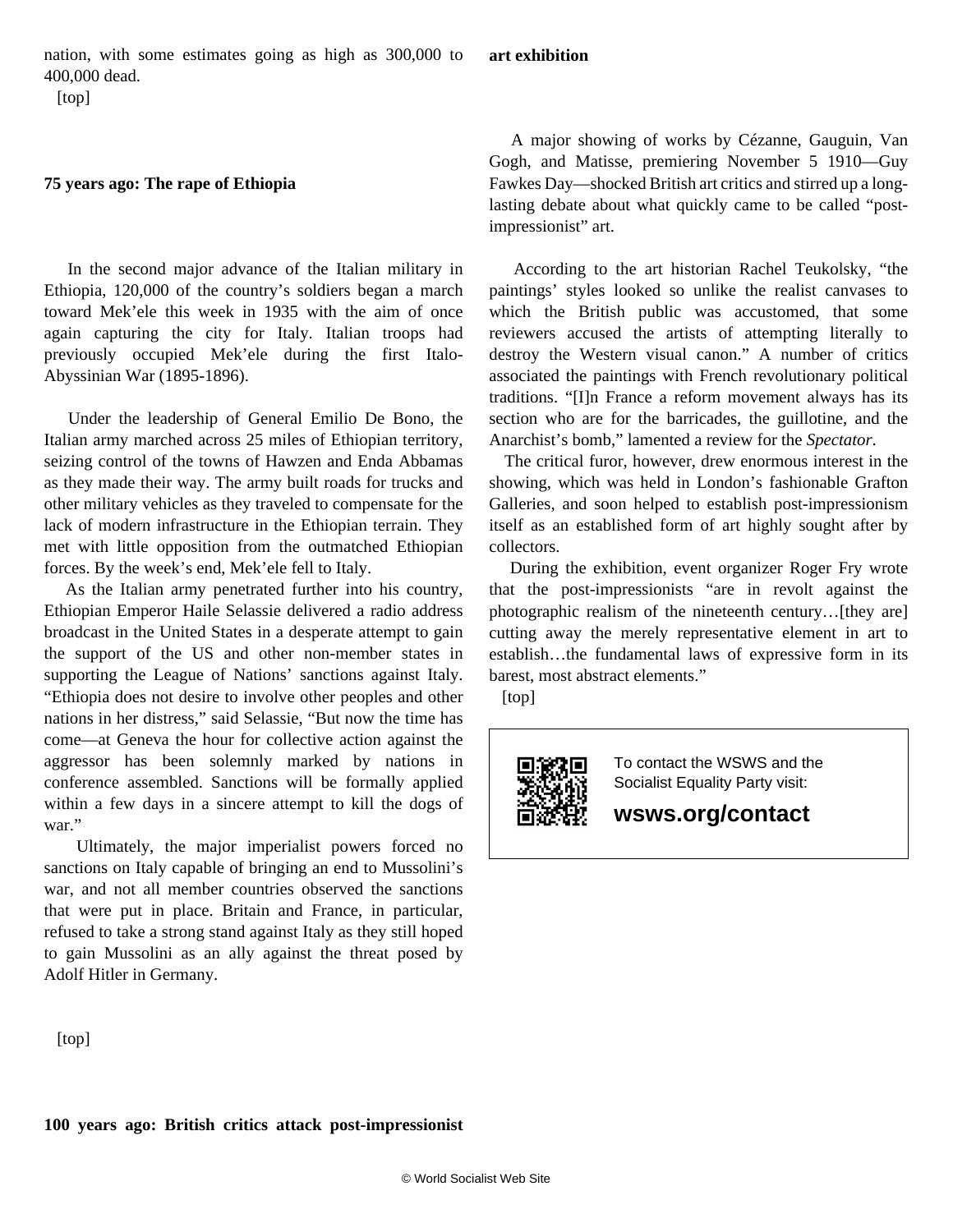nation, with some estimates going as high as 300,000 to 400,000 dead.

[top]

### 75 years ago: The rape of Ethiopia

In the second major advance of the Italian military in Ethiopia, 120,000 of the country's soldiers began a march toward Mek'ele this week in 1935 with the aim of once again capturing the city for Italy. Italian troops had previously occupied Mek'ele during the first Italo-Abyssinian War (1895-1896).

Under the leadership of General Emilio De Bono, the Italian army marched across 25 miles of Ethiopian territory, seizing control of the towns of Hawzen and Enda Abbamas as they made their way. The army built roads for trucks and other military vehicles as they traveled to compensate for the lack of modern infrastructure in the Ethiopian terrain. They met with little opposition from the outmatched Ethiopian forces. By the week's end, Mek'ele fell to Italy.

As the Italian army penetrated further into his country, Ethiopian Emperor Haile Selassie delivered a radio address broadcast in the United States in a desperate attempt to gain the support of the US and other non-member states in supporting the League of Nations' sanctions against Italy. "Ethiopia does not desire to involve other peoples and other nations in her distress," said Selassie, "But now the time has come—at Geneva the hour for collective action against the aggressor has been solemnly marked by nations in conference assembled. Sanctions will be formally applied within a few days in a sincere attempt to kill the dogs of war."

Ultimately, the major imperialist powers forced no sanctions on Italy capable of bringing an end to Mussolini's war, and not all member countries observed the sanctions that were put in place. Britain and France, in particular, refused to take a strong stand against Italy as they still hoped to gain Mussolini as an ally against the threat posed by Adolf Hitler in Germany.

[top]

### 100 years ago: British critics attack post-impressionist art exhibition

A major showing of works by Cézanne, Gauguin, Van Gogh, and Matisse, premiering November 5 1910—Guy Fawkes Day—shocked British art critics and stirred up a long-lasting debate about what quickly came to be called "post-impressionist" art.

According to the art historian Rachel Teukolsky, "the paintings' styles looked so unlike the realist canvases to which the British public was accustomed, that some reviewers accused the artists of attempting literally to destroy the Western visual canon." A number of critics associated the paintings with French revolutionary political traditions. "[I]n France a reform movement always has its section who are for the barricades, the guillotine, and the Anarchist's bomb," lamented a review for the *Spectator*.

The critical furor, however, drew enormous interest in the showing, which was held in London's fashionable Grafton Galleries, and soon helped to establish post-impressionism itself as an established form of art highly sought after by collectors.

During the exhibition, event organizer Roger Fry wrote that the post-impressionists "are in revolt against the photographic realism of the nineteenth century…[they are] cutting away the merely representative element in art to establish…the fundamental laws of expressive form in its barest, most abstract elements."

[top]

To contact the WSWS and the Socialist Equality Party visit:

**wsws.org/contact**